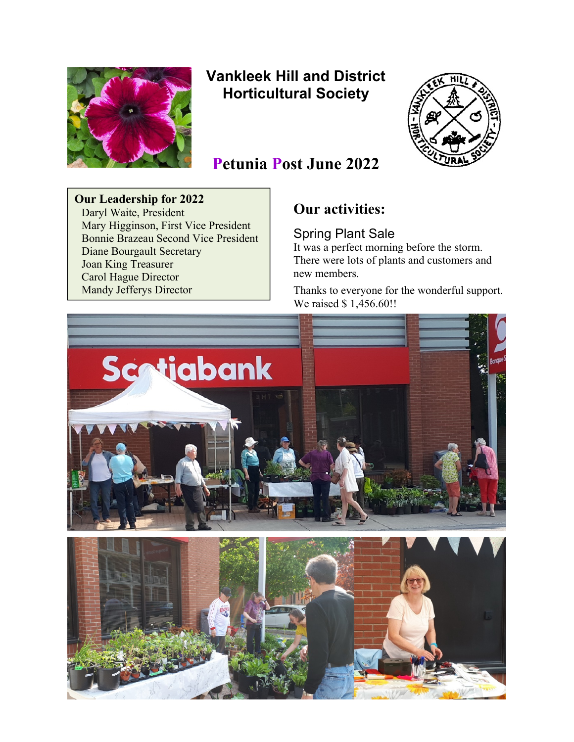# Vankleek Hill and District Horticultural Society

# Petunia Post June 2022

**Our Leadership for 2022**

Daryl Waite, President
Mary Higginson, First Vice President
Bonnie Brazeau Second Vice President
Diane Bourgault Secretary
Joan King Treasurer
Carol Hague Director
Mandy Jefferys Director

## Our activities:

### Spring Plant Sale

It was a perfect morning before the storm. There were lots of plants and customers and new members.

Thanks to everyone for the wonderful support. We raised $ 1,456.60!!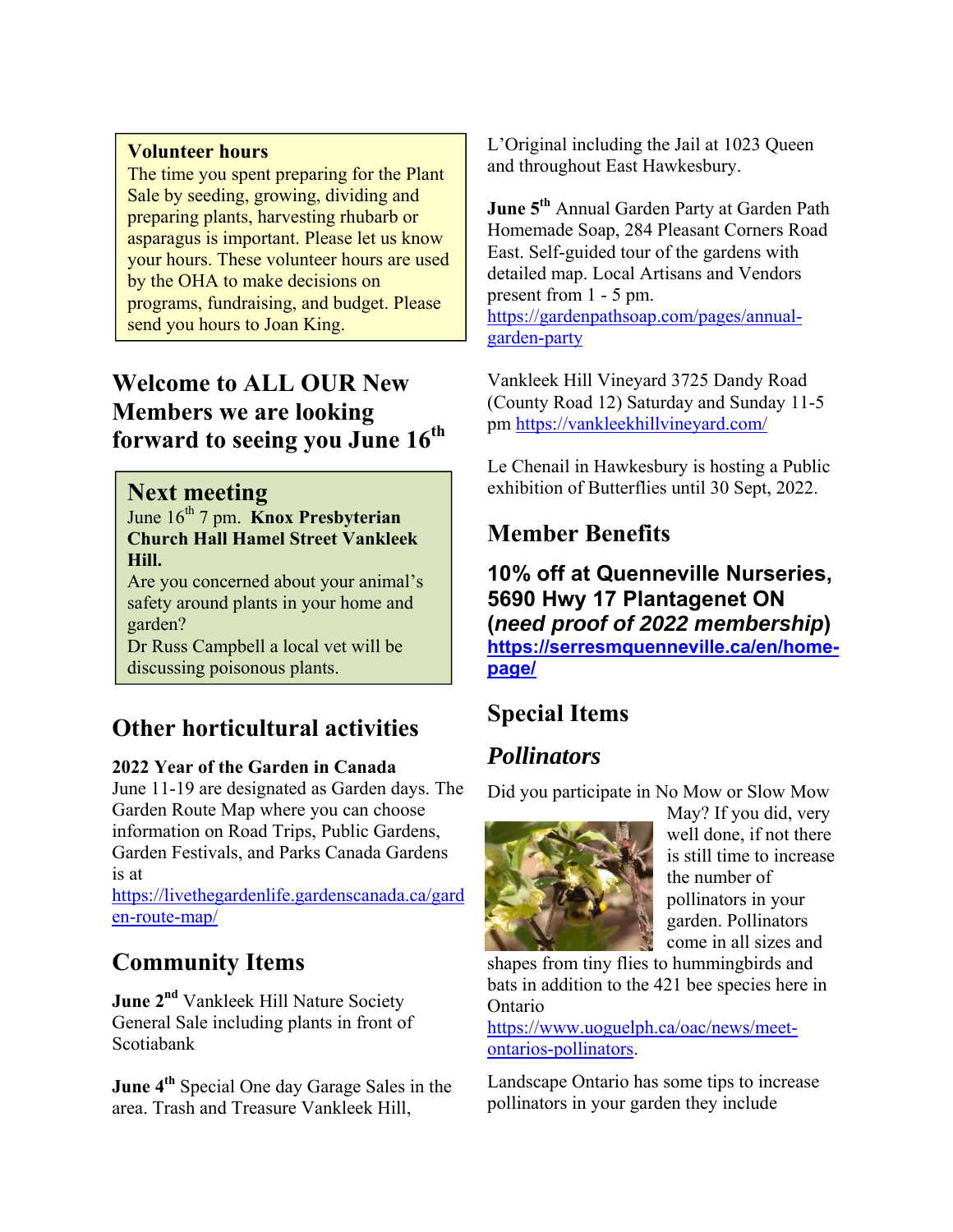**Volunteer hours**
The time you spent preparing for the Plant Sale by seeding, growing, dividing and preparing plants, harvesting rhubarb or asparagus is important. Please let us know your hours. These volunteer hours are used by the OHA to make decisions on programs, fundraising, and budget. Please send you hours to Joan King.

## Welcome to ALL OUR New Members we are looking forward to seeing you June 16th

## Next meeting

June 16th 7 pm. **Knox Presbyterian Church Hall Hamel Street Vankleek Hill.**
Are you concerned about your animal's safety around plants in your home and garden?
Dr Russ Campbell a local vet will be discussing poisonous plants.

## Other horticultural activities

**2022 Year of the Garden in Canada**
June 11-19 are designated as Garden days. The Garden Route Map where you can choose information on Road Trips, Public Gardens, Garden Festivals, and Parks Canada Gardens is at https://livethegardenlife.gardenscanada.ca/garden-route-map/

## Community Items

**June 2nd** Vankleek Hill Nature Society General Sale including plants in front of Scotiabank

**June 4th** Special One day Garage Sales in the area. Trash and Treasure Vankleek Hill, L'Original including the Jail at 1023 Queen and throughout East Hawkesbury.

**June 5th** Annual Garden Party at Garden Path Homemade Soap, 284 Pleasant Corners Road East. Self-guided tour of the gardens with detailed map. Local Artisans and Vendors present from 1 - 5 pm. https://gardenpathsoap.com/pages/annual-garden-party

Vankleek Hill Vineyard 3725 Dandy Road (County Road 12) Saturday and Sunday 11-5 pm https://vankleekhillvineyard.com/

Le Chenail in Hawkesbury is hosting a Public exhibition of Butterflies until 30 Sept, 2022.

## Member Benefits

### 10% off at Quenneville Nurseries, 5690 Hwy 17 Plantagenet ON (*need proof of 2022 membership*) https://serresmquenneville.ca/en/home-page/

## Special Items

### *Pollinators*

Did you participate in No Mow or Slow Mow May? If you did, very well done, if not there is still time to increase the number of pollinators in your garden. Pollinators come in all sizes and shapes from tiny flies to hummingbirds and bats in addition to the 421 bee species here in Ontario https://www.uoguelph.ca/oac/news/meet-ontarios-pollinators.

Landscape Ontario has some tips to increase pollinators in your garden they include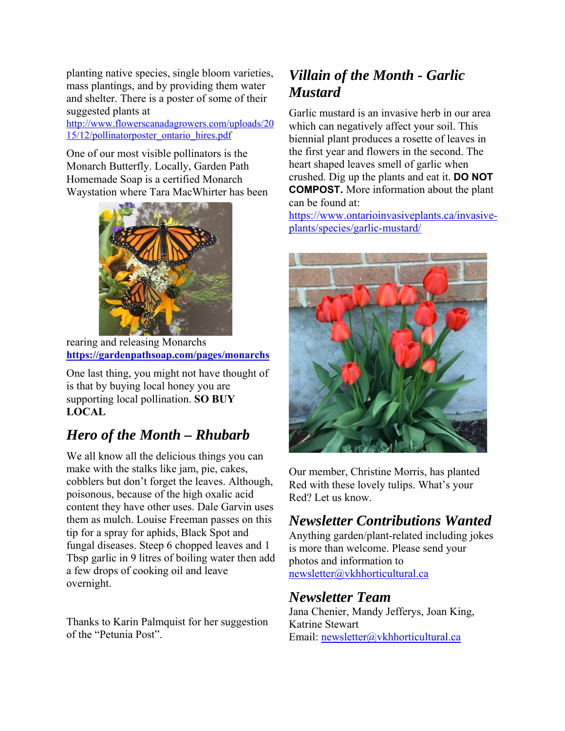planting native species, single bloom varieties, mass plantings, and by providing them water and shelter. There is a poster of some of their suggested plants at http://www.flowerscanadagrowers.com/uploads/2015/12/pollinatorposter_ontario_hires.pdf

One of our most visible pollinators is the Monarch Butterfly. Locally, Garden Path Homemade Soap is a certified Monarch Waystation where Tara MacWhirter has been rearing and releasing Monarchs **https://gardenpathsoap.com/pages/monarchs**

One last thing, you might not have thought of is that by buying local honey you are supporting local pollination. **SO BUY LOCAL**

## *Hero of the Month – Rhubarb*

We all know all the delicious things you can make with the stalks like jam, pie, cakes, cobblers but don't forget the leaves. Although, poisonous, because of the high oxalic acid content they have other uses. Dale Garvin uses them as mulch. Louise Freeman passes on this tip for a spray for aphids, Black Spot and fungal diseases. Steep 6 chopped leaves and 1 Tbsp garlic in 9 litres of boiling water then add a few drops of cooking oil and leave overnight.

Thanks to Karin Palmquist for her suggestion of the "Petunia Post".

## *Villain of the Month - Garlic Mustard*

Garlic mustard is an invasive herb in our area which can negatively affect your soil. This biennial plant produces a rosette of leaves in the first year and flowers in the second. The heart shaped leaves smell of garlic when crushed. Dig up the plants and eat it. **DO NOT COMPOST.** More information about the plant can be found at: https://www.ontarioinvasiveplants.ca/invasive-plants/species/garlic-mustard/

Our member, Christine Morris, has planted Red with these lovely tulips. What's your Red? Let us know.

## *Newsletter Contributions Wanted*

Anything garden/plant-related including jokes is more than welcome. Please send your photos and information to newsletter@vkhhorticultural.ca

## *Newsletter Team*

Jana Chenier, Mandy Jefferys, Joan King, Katrine Stewart
Email: newsletter@vkhhorticultural.ca